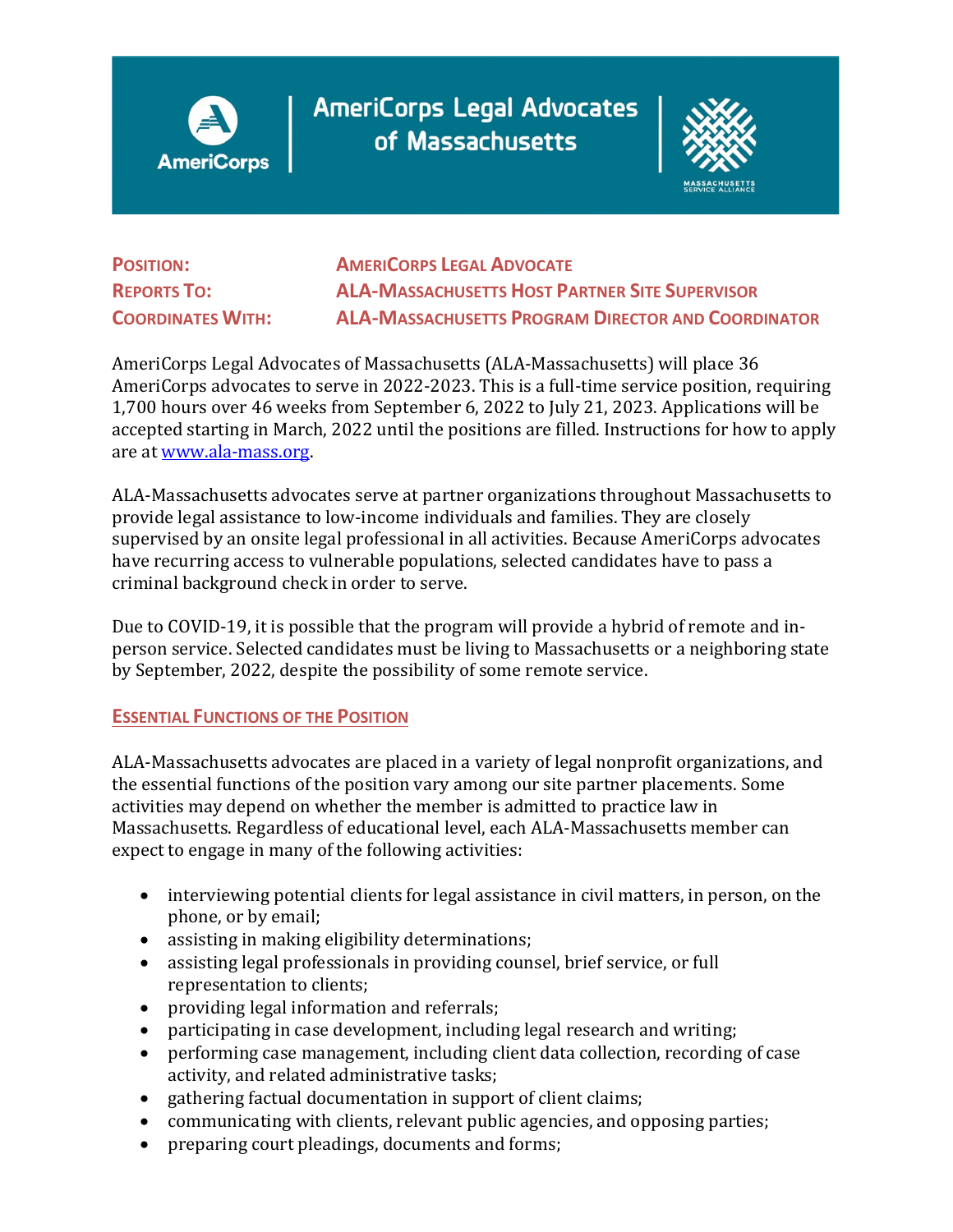# AmeriCorps Legal Advocates of Massachusetts

| | |
|---|---|
| **POSITION:** | **AMERICORPS LEGAL ADVOCATE** |
| **REPORTS TO:** | **ALA-MASSACHUSETTS HOST PARTNER SITE SUPERVISOR** |
| **COORDINATES WITH:** | **ALA-MASSACHUSETTS PROGRAM DIRECTOR AND COORDINATOR** |

AmeriCorps Legal Advocates of Massachusetts (ALA-Massachusetts) will place 36 AmeriCorps advocates to serve in 2022-2023. This is a full-time service position, requiring 1,700 hours over 46 weeks from September 6, 2022 to July 21, 2023. Applications will be accepted starting in March, 2022 until the positions are filled. Instructions for how to apply are at www.ala-mass.org.

ALA-Massachusetts advocates serve at partner organizations throughout Massachusetts to provide legal assistance to low-income individuals and families. They are closely supervised by an onsite legal professional in all activities. Because AmeriCorps advocates have recurring access to vulnerable populations, selected candidates have to pass a criminal background check in order to serve.

Due to COVID-19, it is possible that the program will provide a hybrid of remote and in-person service. Selected candidates must be living to Massachusetts or a neighboring state by September, 2022, despite the possibility of some remote service.

## ESSENTIAL FUNCTIONS OF THE POSITION

ALA-Massachusetts advocates are placed in a variety of legal nonprofit organizations, and the essential functions of the position vary among our site partner placements. Some activities may depend on whether the member is admitted to practice law in Massachusetts. Regardless of educational level, each ALA-Massachusetts member can expect to engage in many of the following activities:

- interviewing potential clients for legal assistance in civil matters, in person, on the phone, or by email;
- assisting in making eligibility determinations;
- assisting legal professionals in providing counsel, brief service, or full representation to clients;
- providing legal information and referrals;
- participating in case development, including legal research and writing;
- performing case management, including client data collection, recording of case activity, and related administrative tasks;
- gathering factual documentation in support of client claims;
- communicating with clients, relevant public agencies, and opposing parties;
- preparing court pleadings, documents and forms;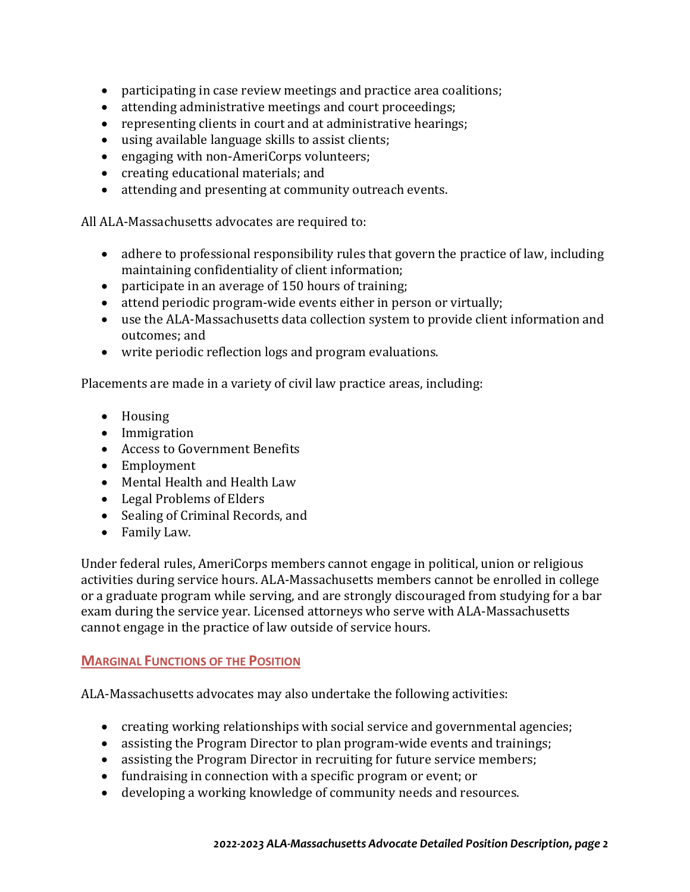- participating in case review meetings and practice area coalitions;
- attending administrative meetings and court proceedings;
- representing clients in court and at administrative hearings;
- using available language skills to assist clients;
- engaging with non-AmeriCorps volunteers;
- creating educational materials; and
- attending and presenting at community outreach events.

All ALA-Massachusetts advocates are required to:

- adhere to professional responsibility rules that govern the practice of law, including maintaining confidentiality of client information;
- participate in an average of 150 hours of training;
- attend periodic program-wide events either in person or virtually;
- use the ALA-Massachusetts data collection system to provide client information and outcomes; and
- write periodic reflection logs and program evaluations.

Placements are made in a variety of civil law practice areas, including:

- Housing
- Immigration
- Access to Government Benefits
- Employment
- Mental Health and Health Law
- Legal Problems of Elders
- Sealing of Criminal Records, and
- Family Law.

Under federal rules, AmeriCorps members cannot engage in political, union or religious activities during service hours. ALA-Massachusetts members cannot be enrolled in college or a graduate program while serving, and are strongly discouraged from studying for a bar exam during the service year. Licensed attorneys who serve with ALA-Massachusetts cannot engage in the practice of law outside of service hours.

## Marginal Functions of the Position

ALA-Massachusetts advocates may also undertake the following activities:

- creating working relationships with social service and governmental agencies;
- assisting the Program Director to plan program-wide events and trainings;
- assisting the Program Director in recruiting for future service members;
- fundraising in connection with a specific program or event; or
- developing a working knowledge of community needs and resources.